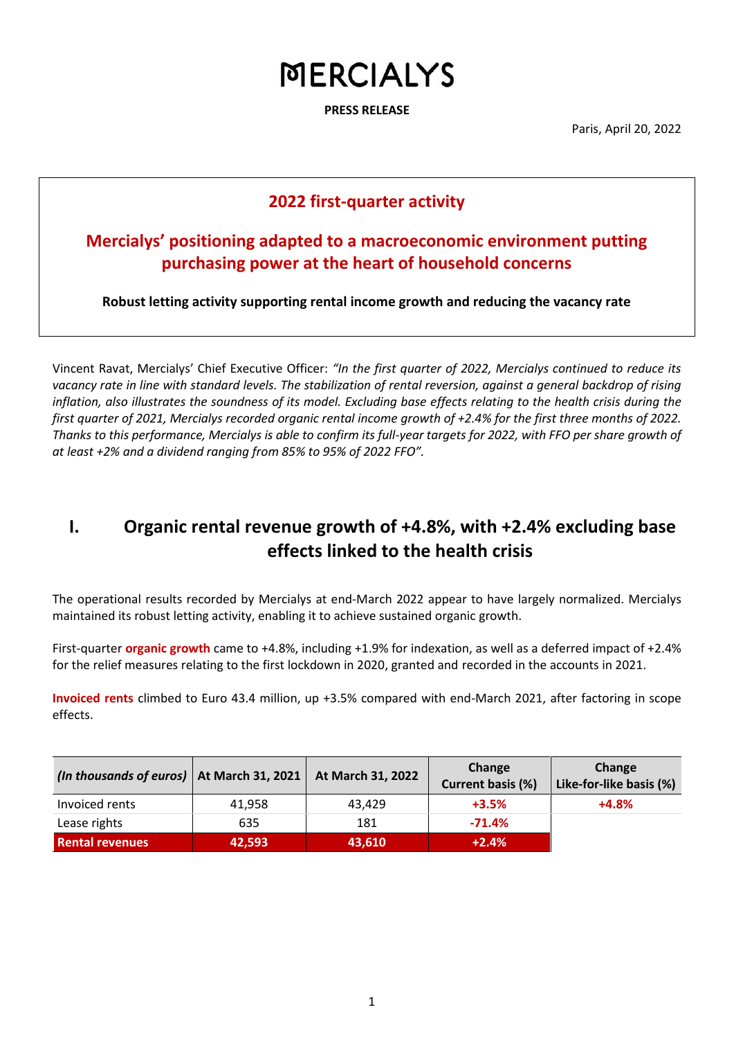# MERCIALYS

**PRESS RELEASE**

Paris, April 20, 2022

## 2022 first-quarter activity

## Mercialys' positioning adapted to a macroeconomic environment putting purchasing power at the heart of household concerns

**Robust letting activity supporting rental income growth and reducing the vacancy rate**

Vincent Ravat, Mercialys' Chief Executive Officer: *"In the first quarter of 2022, Mercialys continued to reduce its vacancy rate in line with standard levels. The stabilization of rental reversion, against a general backdrop of rising inflation, also illustrates the soundness of its model. Excluding base effects relating to the health crisis during the first quarter of 2021, Mercialys recorded organic rental income growth of +2.4% for the first three months of 2022. Thanks to this performance, Mercialys is able to confirm its full-year targets for 2022, with FFO per share growth of at least +2% and a dividend ranging from 85% to 95% of 2022 FFO".*

## I. Organic rental revenue growth of +4.8%, with +2.4% excluding base effects linked to the health crisis

The operational results recorded by Mercialys at end-March 2022 appear to have largely normalized. Mercialys maintained its robust letting activity, enabling it to achieve sustained organic growth.

First-quarter **organic growth** came to +4.8%, including +1.9% for indexation, as well as a deferred impact of +2.4% for the relief measures relating to the first lockdown in 2020, granted and recorded in the accounts in 2021.

**Invoiced rents** climbed to Euro 43.4 million, up +3.5% compared with end-March 2021, after factoring in scope effects.

| *(In thousands of euros)* | At March 31, 2021 | At March 31, 2022 | Change Current basis (%) | Change Like-for-like basis (%) |
|---|---|---|---|---|
| Invoiced rents | 41,958 | 43,429 | **+3.5%** | **+4.8%** |
| Lease rights | 635 | 181 | **-71.4%** | |
| **Rental revenues** | **42,593** | **43,610** | **+2.4%** | |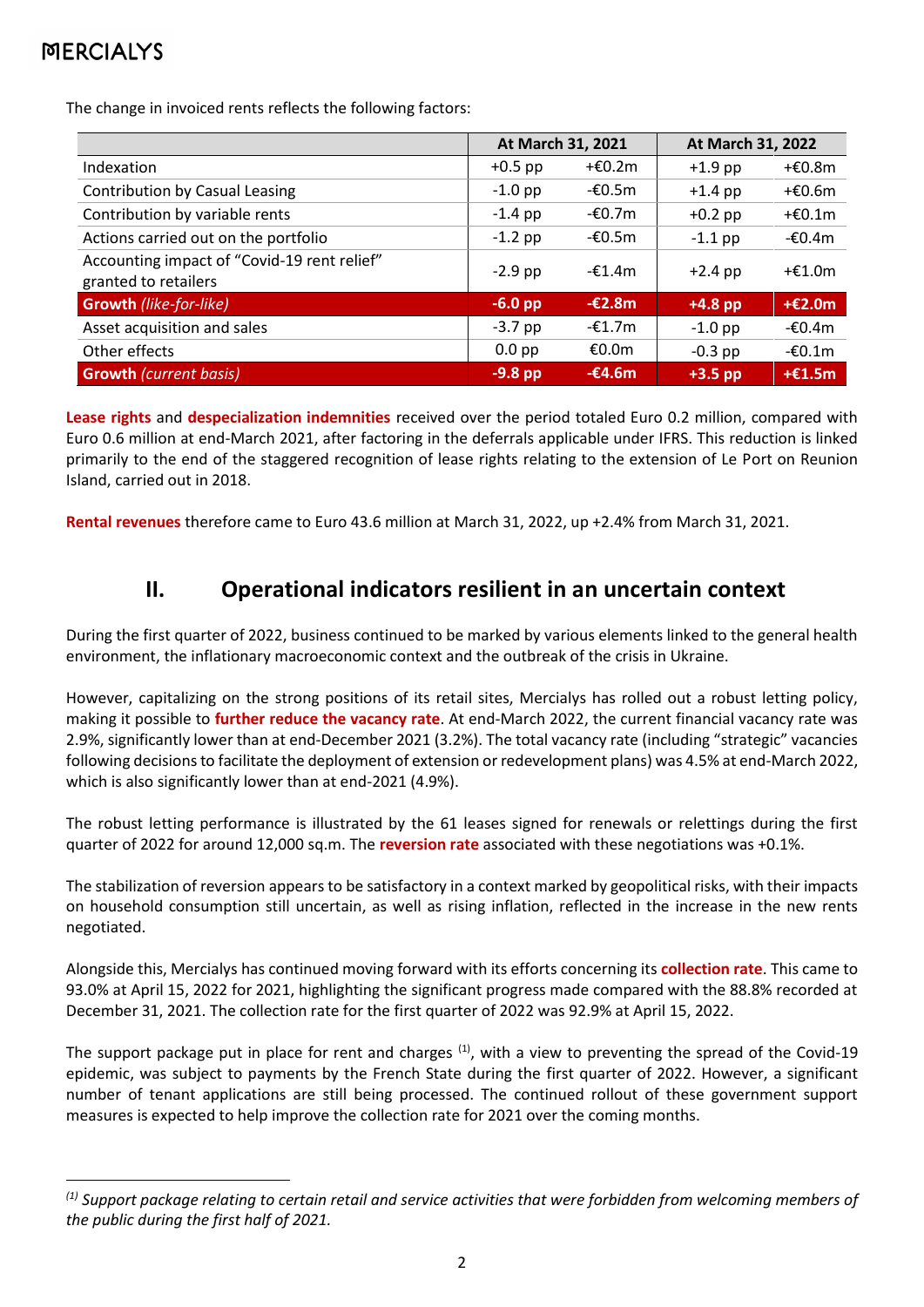The change in invoiced rents reflects the following factors:

| | At March 31, 2021 | | At March 31, 2022 | |
|---|---|---|---|---|
| Indexation | +0.5 pp | +€0.2m | +1.9 pp | +€0.8m |
| Contribution by Casual Leasing | -1.0 pp | -€0.5m | +1.4 pp | +€0.6m |
| Contribution by variable rents | -1.4 pp | -€0.7m | +0.2 pp | +€0.1m |
| Actions carried out on the portfolio | -1.2 pp | -€0.5m | -1.1 pp | -€0.4m |
| Accounting impact of "Covid-19 rent relief" granted to retailers | -2.9 pp | -€1.4m | +2.4 pp | +€1.0m |
| **Growth** *(like-for-like)* | **-6.0 pp** | **-€2.8m** | **+4.8 pp** | **+€2.0m** |
| Asset acquisition and sales | -3.7 pp | -€1.7m | -1.0 pp | -€0.4m |
| Other effects | 0.0 pp | €0.0m | -0.3 pp | -€0.1m |
| **Growth** *(current basis)* | **-9.8 pp** | **-€4.6m** | **+3.5 pp** | **+€1.5m** |

**Lease rights** and **despecialization indemnities** received over the period totaled Euro 0.2 million, compared with Euro 0.6 million at end-March 2021, after factoring in the deferrals applicable under IFRS. This reduction is linked primarily to the end of the staggered recognition of lease rights relating to the extension of Le Port on Reunion Island, carried out in 2018.

**Rental revenues** therefore came to Euro 43.6 million at March 31, 2022, up +2.4% from March 31, 2021.

## II. Operational indicators resilient in an uncertain context

During the first quarter of 2022, business continued to be marked by various elements linked to the general health environment, the inflationary macroeconomic context and the outbreak of the crisis in Ukraine.

However, capitalizing on the strong positions of its retail sites, Mercialys has rolled out a robust letting policy, making it possible to **further reduce the vacancy rate**. At end-March 2022, the current financial vacancy rate was 2.9%, significantly lower than at end-December 2021 (3.2%). The total vacancy rate (including "strategic" vacancies following decisions to facilitate the deployment of extension or redevelopment plans) was 4.5% at end-March 2022, which is also significantly lower than at end-2021 (4.9%).

The robust letting performance is illustrated by the 61 leases signed for renewals or relettings during the first quarter of 2022 for around 12,000 sq.m. The **reversion rate** associated with these negotiations was +0.1%.

The stabilization of reversion appears to be satisfactory in a context marked by geopolitical risks, with their impacts on household consumption still uncertain, as well as rising inflation, reflected in the increase in the new rents negotiated.

Alongside this, Mercialys has continued moving forward with its efforts concerning its **collection rate**. This came to 93.0% at April 15, 2022 for 2021, highlighting the significant progress made compared with the 88.8% recorded at December 31, 2021. The collection rate for the first quarter of 2022 was 92.9% at April 15, 2022.

The support package put in place for rent and charges [1], with a view to preventing the spread of the Covid-19 epidemic, was subject to payments by the French State during the first quarter of 2022. However, a significant number of tenant applications are still being processed. The continued rollout of these government support measures is expected to help improve the collection rate for 2021 over the coming months.

---

*[1] Support package relating to certain retail and service activities that were forbidden from welcoming members of the public during the first half of 2021.*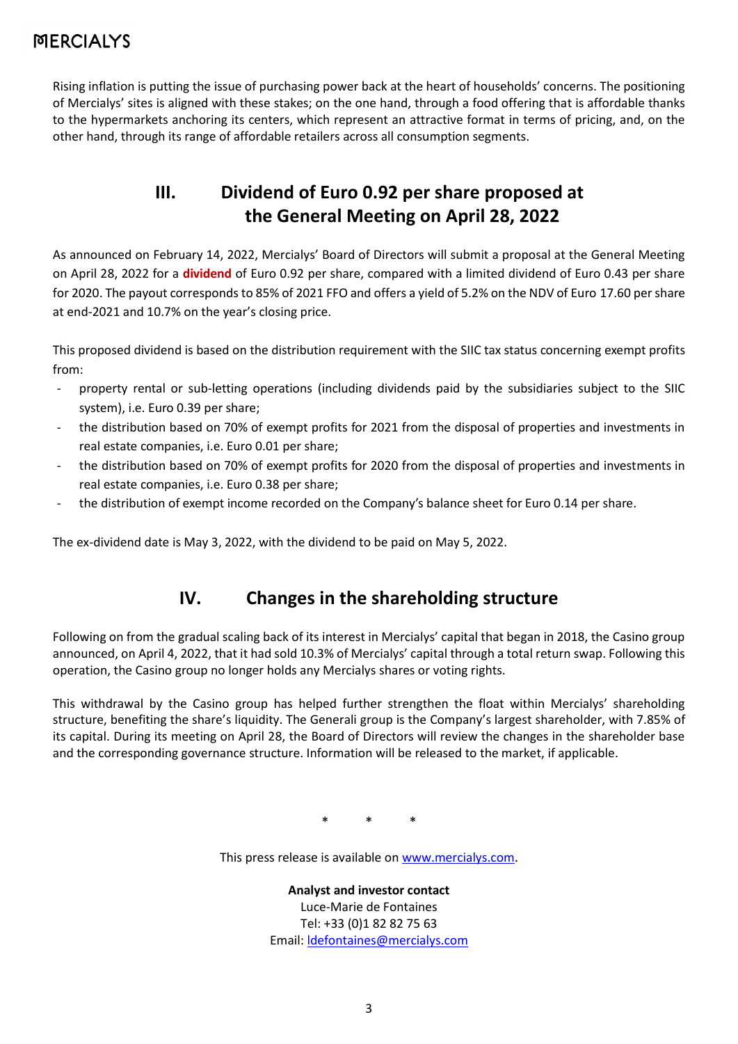Rising inflation is putting the issue of purchasing power back at the heart of households' concerns. The positioning of Mercialys' sites is aligned with these stakes; on the one hand, through a food offering that is affordable thanks to the hypermarkets anchoring its centers, which represent an attractive format in terms of pricing, and, on the other hand, through its range of affordable retailers across all consumption segments.

## III. Dividend of Euro 0.92 per share proposed at the General Meeting on April 28, 2022

As announced on February 14, 2022, Mercialys' Board of Directors will submit a proposal at the General Meeting on April 28, 2022 for a **dividend** of Euro 0.92 per share, compared with a limited dividend of Euro 0.43 per share for 2020. The payout corresponds to 85% of 2021 FFO and offers a yield of 5.2% on the NDV of Euro 17.60 per share at end-2021 and 10.7% on the year's closing price.

This proposed dividend is based on the distribution requirement with the SIIC tax status concerning exempt profits from:

- property rental or sub-letting operations (including dividends paid by the subsidiaries subject to the SIIC system), i.e. Euro 0.39 per share;
- the distribution based on 70% of exempt profits for 2021 from the disposal of properties and investments in real estate companies, i.e. Euro 0.01 per share;
- the distribution based on 70% of exempt profits for 2020 from the disposal of properties and investments in real estate companies, i.e. Euro 0.38 per share;
- the distribution of exempt income recorded on the Company's balance sheet for Euro 0.14 per share.

The ex-dividend date is May 3, 2022, with the dividend to be paid on May 5, 2022.

## IV. Changes in the shareholding structure

Following on from the gradual scaling back of its interest in Mercialys' capital that began in 2018, the Casino group announced, on April 4, 2022, that it had sold 10.3% of Mercialys' capital through a total return swap. Following this operation, the Casino group no longer holds any Mercialys shares or voting rights.

This withdrawal by the Casino group has helped further strengthen the float within Mercialys' shareholding structure, benefiting the share's liquidity. The Generali group is the Company's largest shareholder, with 7.85% of its capital. During its meeting on April 28, the Board of Directors will review the changes in the shareholder base and the corresponding governance structure. Information will be released to the market, if applicable.

\* \* \*

This press release is available on www.mercialys.com.

**Analyst and investor contact**
Luce-Marie de Fontaines
Tel: +33 (0)1 82 82 75 63
Email: ldefontaines@mercialys.com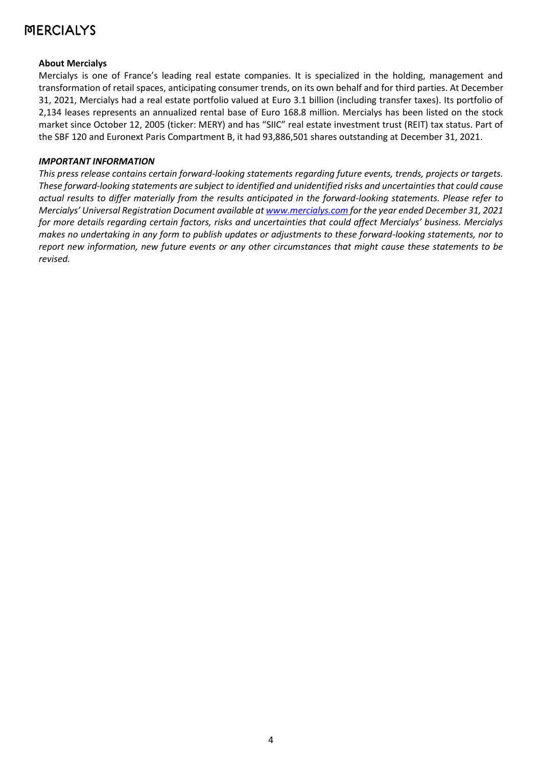**About Mercialys**

Mercialys is one of France's leading real estate companies. It is specialized in the holding, management and transformation of retail spaces, anticipating consumer trends, on its own behalf and for third parties. At December 31, 2021, Mercialys had a real estate portfolio valued at Euro 3.1 billion (including transfer taxes). Its portfolio of 2,134 leases represents an annualized rental base of Euro 168.8 million. Mercialys has been listed on the stock market since October 12, 2005 (ticker: MERY) and has "SIIC" real estate investment trust (REIT) tax status. Part of the SBF 120 and Euronext Paris Compartment B, it had 93,886,501 shares outstanding at December 31, 2021.

***IMPORTANT INFORMATION***

*This press release contains certain forward-looking statements regarding future events, trends, projects or targets. These forward-looking statements are subject to identified and unidentified risks and uncertainties that could cause actual results to differ materially from the results anticipated in the forward-looking statements. Please refer to Mercialys' Universal Registration Document available at [www.mercialys.com](http://www.mercialys.com) for the year ended December 31, 2021 for more details regarding certain factors, risks and uncertainties that could affect Mercialys' business. Mercialys makes no undertaking in any form to publish updates or adjustments to these forward-looking statements, nor to report new information, new future events or any other circumstances that might cause these statements to be revised.*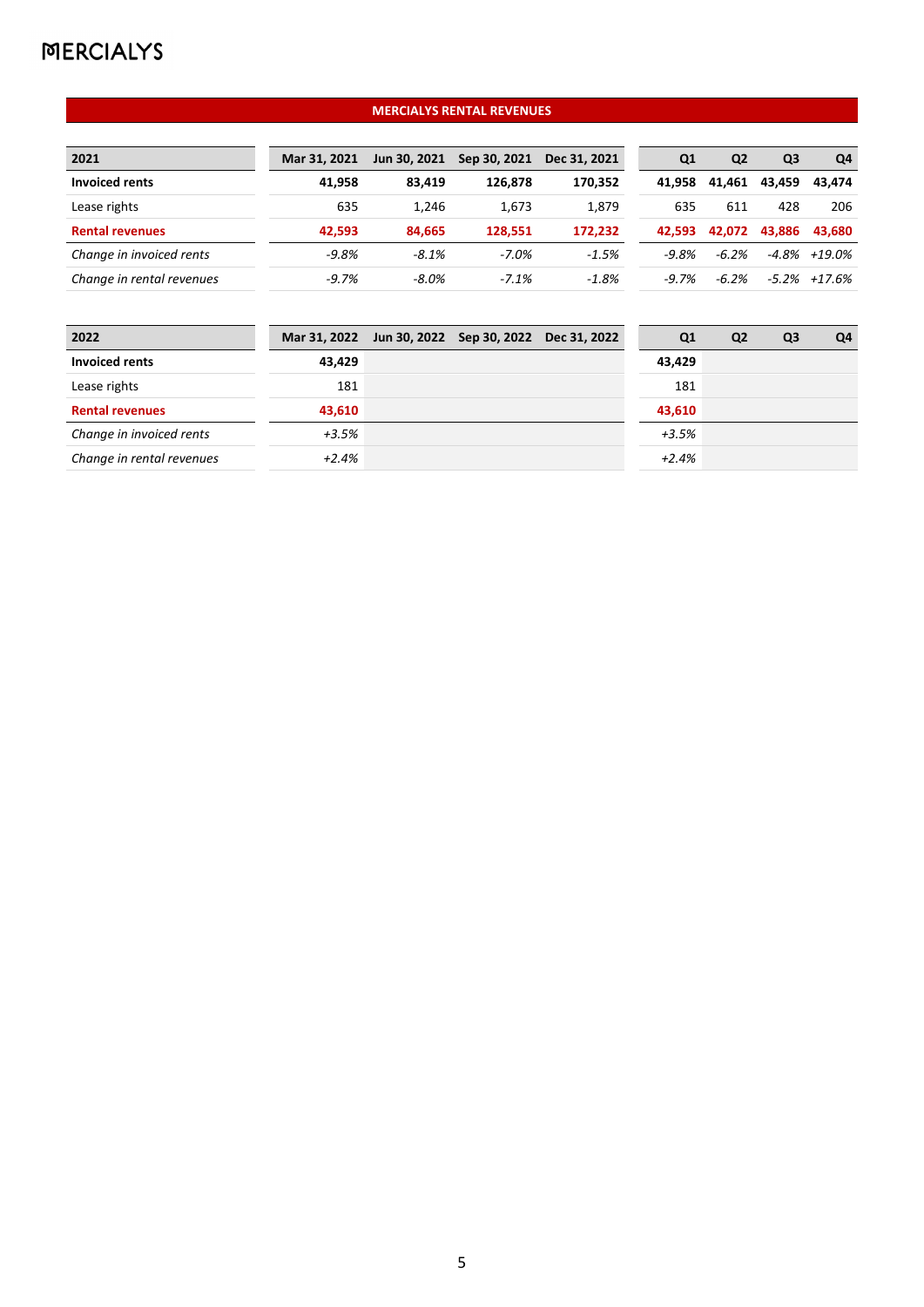## MERCIALYS RENTAL REVENUES

| 2021 | Mar 31, 2021 | Jun 30, 2021 | Sep 30, 2021 | Dec 31, 2021 | Q1 | Q2 | Q3 | Q4 |
|---|---|---|---|---|---|---|---|---|
| **Invoiced rents** | **41,958** | **83,419** | **126,878** | **170,352** | **41,958** | **41,461** | **43,459** | **43,474** |
| Lease rights | 635 | 1,246 | 1,673 | 1,879 | 635 | 611 | 428 | 206 |
| **Rental revenues** | **42,593** | **84,665** | **128,551** | **172,232** | **42,593** | **42,072** | **43,886** | **43,680** |
| *Change in invoiced rents* | *-9.8%* | *-8.1%* | *-7.0%* | *-1.5%* | *-9.8%* | *-6.2%* | *-4.8%* | *+19.0%* |
| *Change in rental revenues* | *-9.7%* | *-8.0%* | *-7.1%* | *-1.8%* | *-9.7%* | *-6.2%* | *-5.2%* | *+17.6%* |

| 2022 | Mar 31, 2022 | Jun 30, 2022 | Sep 30, 2022 | Dec 31, 2022 | Q1 | Q2 | Q3 | Q4 |
|---|---|---|---|---|---|---|---|---|
| **Invoiced rents** | **43,429** | | | | **43,429** | | | |
| Lease rights | 181 | | | | 181 | | | |
| **Rental revenues** | **43,610** | | | | **43,610** | | | |
| *Change in invoiced rents* | *+3.5%* | | | | *+3.5%* | | | |
| *Change in rental revenues* | *+2.4%* | | | | *+2.4%* | | | |